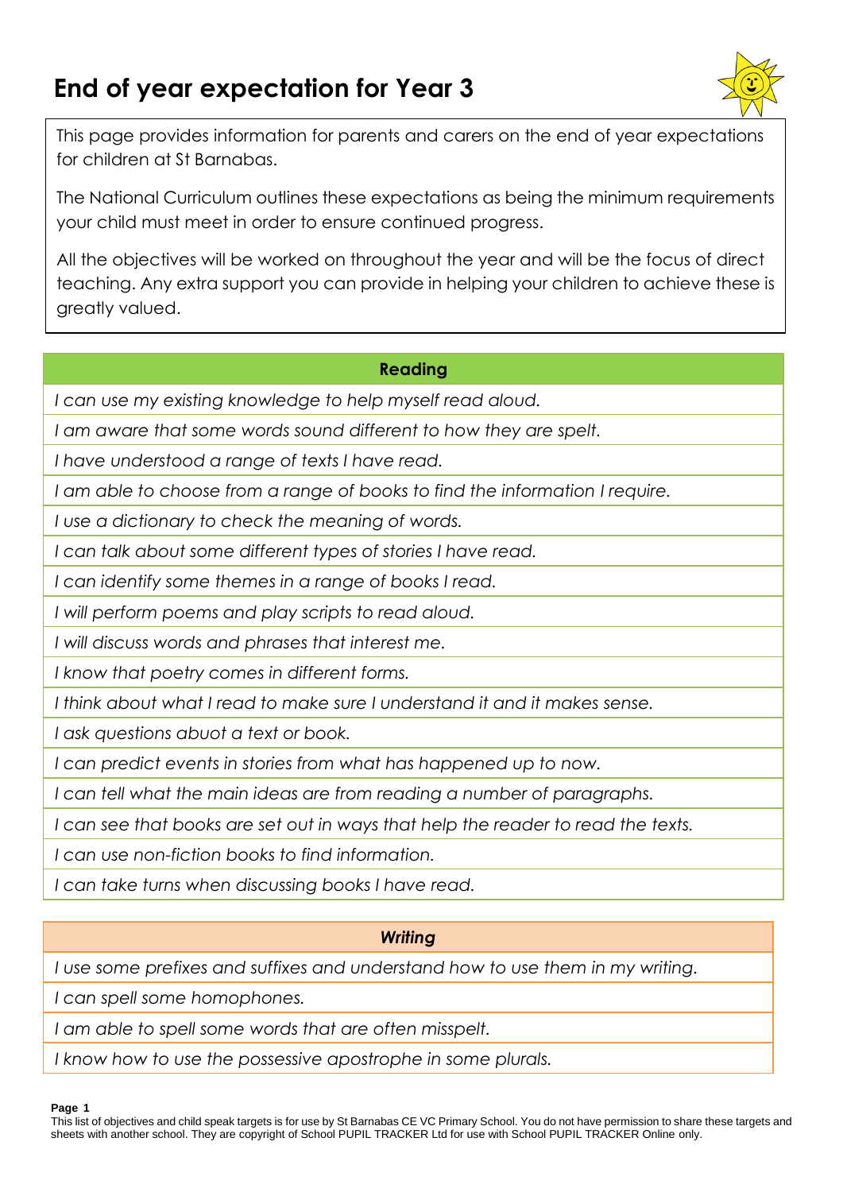# End of year expectation for Year 3

This page provides information for parents and carers on the end of year expectations for children at St Barnabas.

The National Curriculum outlines these expectations as being the minimum requirements your child must meet in order to ensure continued progress.

All the objectives will be worked on throughout the year and will be the focus of direct teaching. Any extra support you can provide in helping your children to achieve these is greatly valued.

| **Reading** |
|---|
| *I can use my existing knowledge to help myself read aloud.* |
| *I am aware that some words sound different to how they are spelt.* |
| *I have understood a range of texts I have read.* |
| *I am able to choose from a range of books to find the information I require.* |
| *I use a dictionary to check the meaning of words.* |
| *I can talk about some different types of stories I have read.* |
| *I can identify some themes in a range of books I read.* |
| *I will perform poems and play scripts to read aloud.* |
| *I will discuss words and phrases that interest me.* |
| *I know that poetry comes in different forms.* |
| *I think about what I read to make sure I understand it and it makes sense.* |
| *I ask questions abuot a text or book.* |
| *I can predict events in stories from what has happened up to now.* |
| *I can tell what the main ideas are from reading a number of paragraphs.* |
| *I can see that books are set out in ways that help the reader to read the texts.* |
| *I can use non-fiction books to find information.* |
| *I can take turns when discussing books I have read.* |

| ***Writing*** |
|---|
| *I use some prefixes and suffixes and understand how to use them in my writing.* |
| *I can spell some homophones.* |
| *I am able to spell some words that are often misspelt.* |
| *I know how to use the possessive apostrophe in some plurals.* |

This list of objectives and child speak targets is for use by St Barnabas CE VC Primary School. You do not have permission to share these targets and sheets with another school. They are copyright of School PUPIL TRACKER Ltd for use with School PUPIL TRACKER Online only.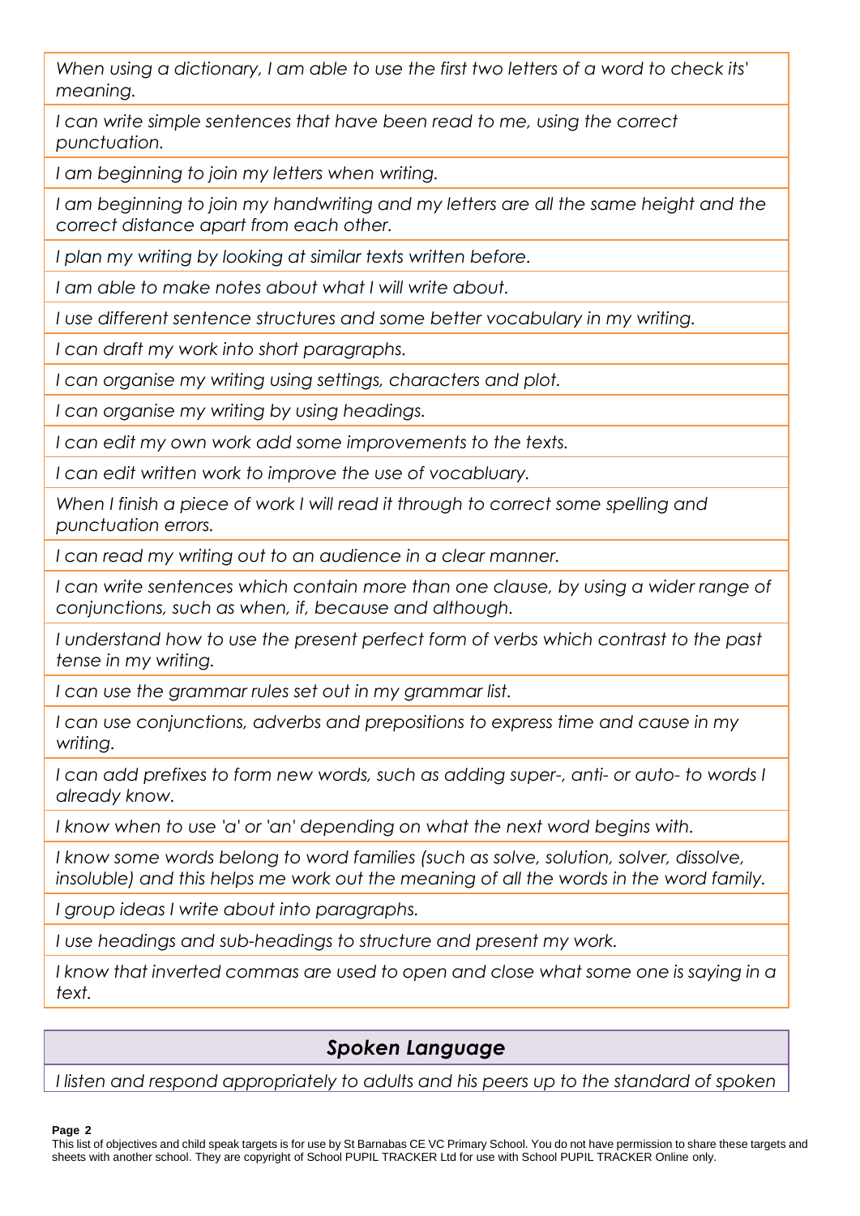*When using a dictionary, I am able to use the first two letters of a word to check its' meaning.*

*I can write simple sentences that have been read to me, using the correct punctuation.*

*I am beginning to join my letters when writing.*

*I am beginning to join my handwriting and my letters are all the same height and the correct distance apart from each other.*

*I plan my writing by looking at similar texts written before.*

*I am able to make notes about what I will write about.*

*I use different sentence structures and some better vocabulary in my writing.*

*I can draft my work into short paragraphs.*

*I can organise my writing using settings, characters and plot.*

*I can organise my writing by using headings.*

*I can edit my own work add some improvements to the texts.*

*I can edit written work to improve the use of vocabluary.*

*When I finish a piece of work I will read it through to correct some spelling and punctuation errors.*

*I can read my writing out to an audience in a clear manner.*

*I can write sentences which contain more than one clause, by using a wider range of conjunctions, such as when, if, because and although.*

*I understand how to use the present perfect form of verbs which contrast to the past tense in my writing.*

*I can use the grammar rules set out in my grammar list.*

*I can use conjunctions, adverbs and prepositions to express time and cause in my writing.*

*I can add prefixes to form new words, such as adding super-, anti- or auto- to words I already know.*

*I know when to use 'a' or 'an' depending on what the next word begins with.*

*I know some words belong to word families (such as solve, solution, solver, dissolve, insoluble) and this helps me work out the meaning of all the words in the word family.*

*I group ideas I write about into paragraphs.*

*I use headings and sub-headings to structure and present my work.*

*I know that inverted commas are used to open and close what some one is saying in a text.*

## *Spoken Language*

*I listen and respond appropriately to adults and his peers up to the standard of spoken*

This list of objectives and child speak targets is for use by St Barnabas CE VC Primary School. You do not have permission to share these targets and sheets with another school. They are copyright of School PUPIL TRACKER Ltd for use with School PUPIL TRACKER Online only.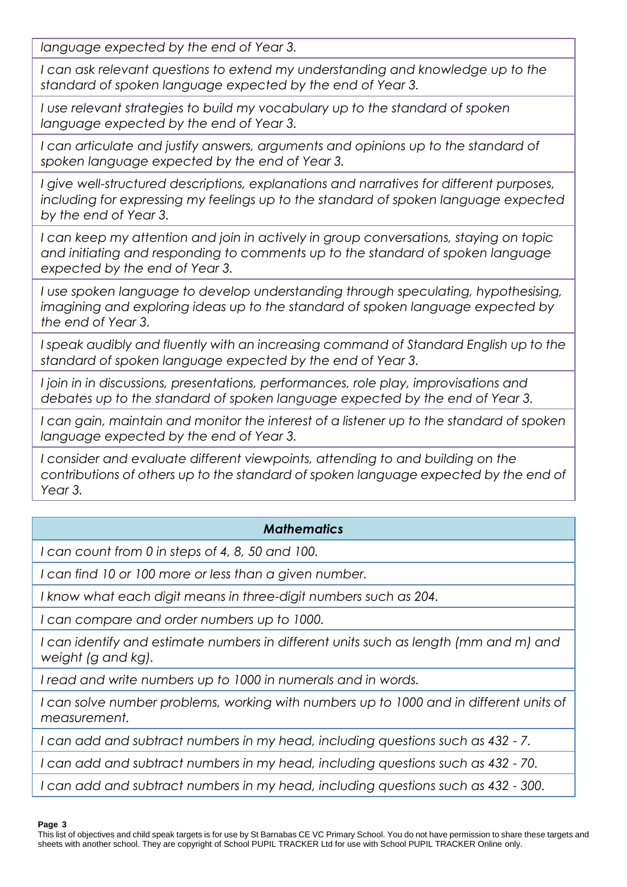| |
|---|
| *language expected by the end of Year 3.* |
| *I can ask relevant questions to extend my understanding and knowledge up to the standard of spoken language expected by the end of Year 3.* |
| *I use relevant strategies to build my vocabulary up to the standard of spoken language expected by the end of Year 3.* |
| *I can articulate and justify answers, arguments and opinions up to the standard of spoken language expected by the end of Year 3.* |
| *I give well-structured descriptions, explanations and narratives for different purposes, including for expressing my feelings up to the standard of spoken language expected by the end of Year 3.* |
| *I can keep my attention and join in actively in group conversations, staying on topic and initiating and responding to comments up to the standard of spoken language expected by the end of Year 3.* |
| *I use spoken language to develop understanding through speculating, hypothesising, imagining and exploring ideas up to the standard of spoken language expected by the end of Year 3.* |
| *I speak audibly and fluently with an increasing command of Standard English up to the standard of spoken language expected by the end of Year 3.* |
| *I join in in discussions, presentations, performances, role play, improvisations and debates up to the standard of spoken language expected by the end of Year 3.* |
| *I can gain, maintain and monitor the interest of a listener up to the standard of spoken language expected by the end of Year 3.* |
| *I consider and evaluate different viewpoints, attending to and building on the contributions of others up to the standard of spoken language expected by the end of Year 3.* |

| ***Mathematics*** |
|---|
| *I can count from 0 in steps of 4, 8, 50 and 100.* |
| *I can find 10 or 100 more or less than a given number.* |
| *I know what each digit means in three-digit numbers such as 204.* |
| *I can compare and order numbers up to 1000.* |
| *I can identify and estimate numbers in different units such as length (mm and m) and weight (g and kg).* |
| *I read and write numbers up to 1000 in numerals and in words.* |
| *I can solve number problems, working with numbers up to 1000 and in different units of measurement.* |
| *I can add and subtract numbers in my head, including questions such as 432 - 7.* |
| *I can add and subtract numbers in my head, including questions such as 432 - 70.* |
| *I can add and subtract numbers in my head, including questions such as 432 - 300.* |

This list of objectives and child speak targets is for use by St Barnabas CE VC Primary School. You do not have permission to share these targets and sheets with another school. They are copyright of School PUPIL TRACKER Ltd for use with School PUPIL TRACKER Online only.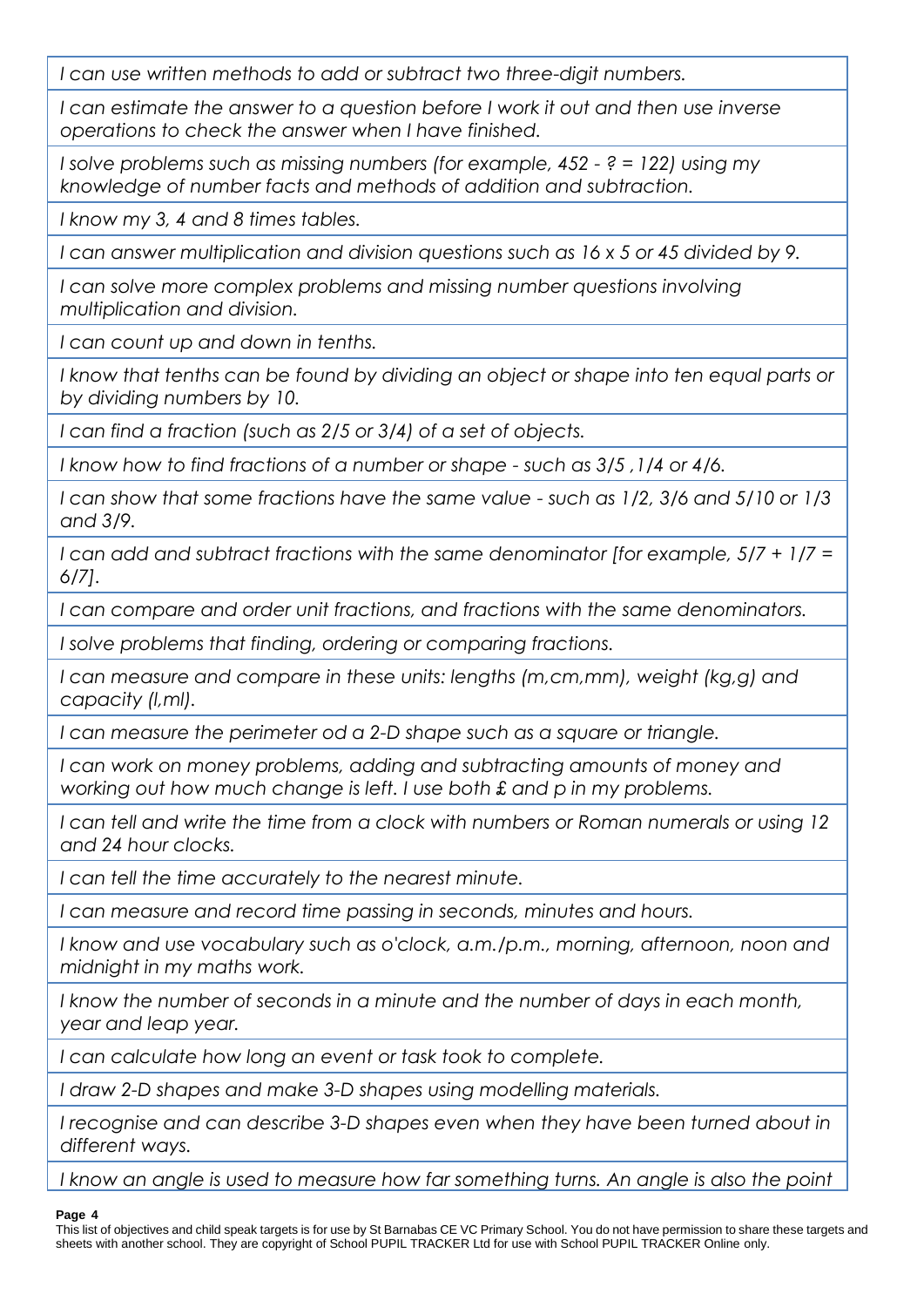| |
|---|
| *I can use written methods to add or subtract two three-digit numbers.* |
| *I can estimate the answer to a question before I work it out and then use inverse operations to check the answer when I have finished.* |
| *I solve problems such as missing numbers (for example, 452 - ? = 122) using my knowledge of number facts and methods of addition and subtraction.* |
| *I know my 3, 4 and 8 times tables.* |
| *I can answer multiplication and division questions such as 16 x 5 or 45 divided by 9.* |
| *I can solve more complex problems and missing number questions involving multiplication and division.* |
| *I can count up and down in tenths.* |
| *I know that tenths can be found by dividing an object or shape into ten equal parts or by dividing numbers by 10.* |
| *I can find a fraction (such as 2/5 or 3/4) of a set of objects.* |
| *I know how to find fractions of a number or shape - such as 3/5 ,1/4 or 4/6.* |
| *I can show that some fractions have the same value - such as 1/2, 3/6 and 5/10 or 1/3 and 3/9.* |
| *I can add and subtract fractions with the same denominator [for example, 5/7 + 1/7 = 6/7].* |
| *I can compare and order unit fractions, and fractions with the same denominators.* |
| *I solve problems that finding, ordering or comparing fractions.* |
| *I can measure and compare in these units: lengths (m,cm,mm), weight (kg,g) and capacity (l,ml).* |
| *I can measure the perimeter od a 2-D shape such as a square or triangle.* |
| *I can work on money problems, adding and subtracting amounts of money and working out how much change is left. I use both £ and p in my problems.* |
| *I can tell and write the time from a clock with numbers or Roman numerals or using 12 and 24 hour clocks.* |
| *I can tell the time accurately to the nearest minute.* |
| *I can measure and record time passing in seconds, minutes and hours.* |
| *I know and use vocabulary such as o'clock, a.m./p.m., morning, afternoon, noon and midnight in my maths work.* |
| *I know the number of seconds in a minute and the number of days in each month, year and leap year.* |
| *I can calculate how long an event or task took to complete.* |
| *I draw 2-D shapes and make 3-D shapes using modelling materials.* |
| *I recognise and can describe 3-D shapes even when they have been turned about in different ways.* |
| *I know an angle is used to measure how far something turns. An angle is also the point* |

This list of objectives and child speak targets is for use by St Barnabas CE VC Primary School. You do not have permission to share these targets and sheets with another school. They are copyright of School PUPIL TRACKER Ltd for use with School PUPIL TRACKER Online only.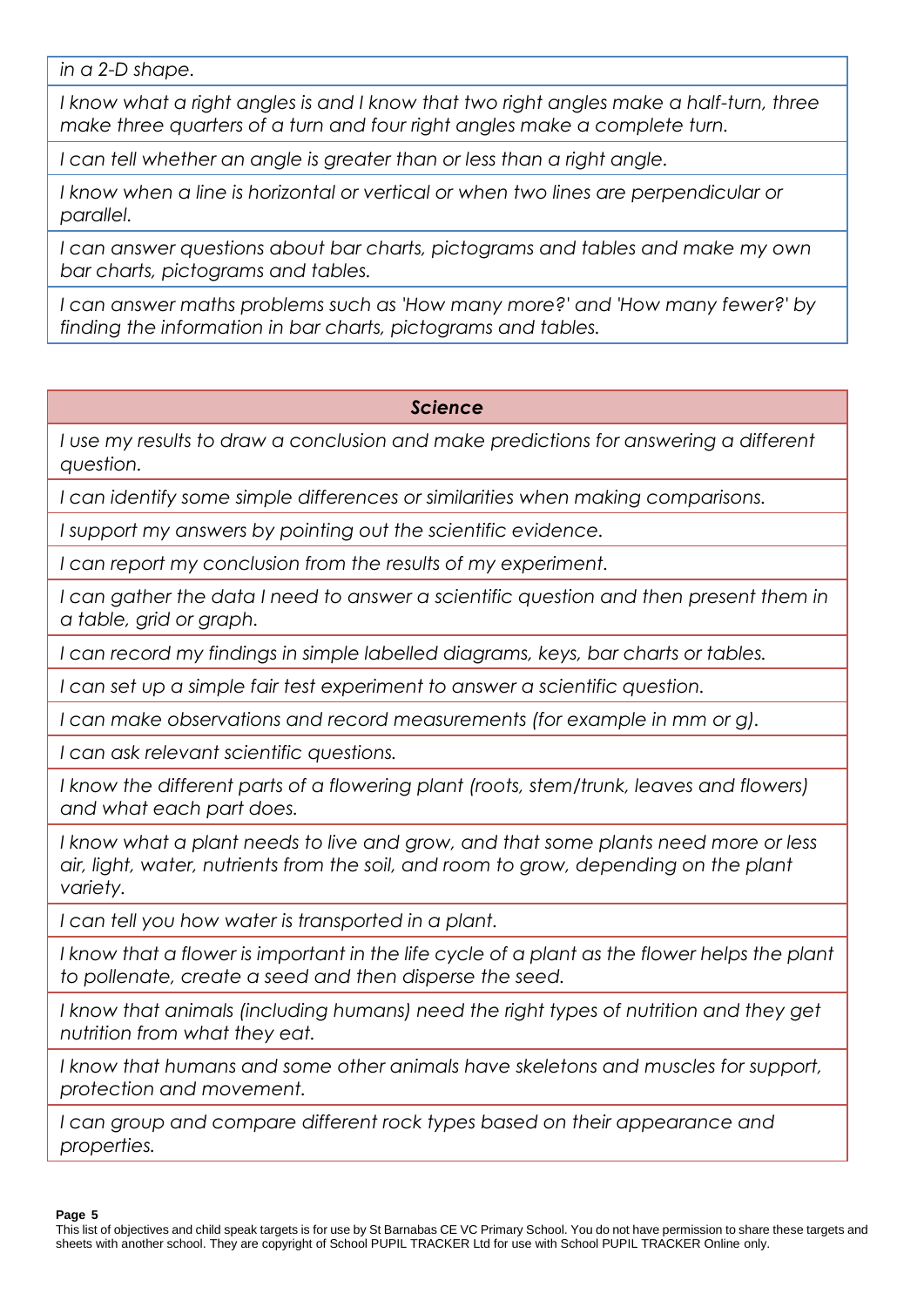| |
|---|
| *in a 2-D shape.* |
| *I know what a right angles is and I know that two right angles make a half-turn, three make three quarters of a turn and four right angles make a complete turn.* |
| *I can tell whether an angle is greater than or less than a right angle.* |
| *I know when a line is horizontal or vertical or when two lines are perpendicular or parallel.* |
| *I can answer questions about bar charts, pictograms and tables and make my own bar charts, pictograms and tables.* |
| *I can answer maths problems such as 'How many more?' and 'How many fewer?' by finding the information in bar charts, pictograms and tables.* |

| ***Science*** |
|---|
| *I use my results to draw a conclusion and make predictions for answering a different question.* |
| *I can identify some simple differences or similarities when making comparisons.* |
| *I support my answers by pointing out the scientific evidence.* |
| *I can report my conclusion from the results of my experiment.* |
| *I can gather the data I need to answer a scientific question and then present them in a table, grid or graph.* |
| *I can record my findings in simple labelled diagrams, keys, bar charts or tables.* |
| *I can set up a simple fair test experiment to answer a scientific question.* |
| *I can make observations and record measurements (for example in mm or g).* |
| *I can ask relevant scientific questions.* |
| *I know the different parts of a flowering plant (roots, stem/trunk, leaves and flowers) and what each part does.* |
| *I know what a plant needs to live and grow, and that some plants need more or less air, light, water, nutrients from the soil, and room to grow, depending on the plant variety.* |
| *I can tell you how water is transported in a plant.* |
| *I know that a flower is important in the life cycle of a plant as the flower helps the plant to pollenate, create a seed and then disperse the seed.* |
| *I know that animals (including humans) need the right types of nutrition and they get nutrition from what they eat.* |
| *I know that humans and some other animals have skeletons and muscles for support, protection and movement.* |
| *I can group and compare different rock types based on their appearance and properties.* |

This list of objectives and child speak targets is for use by St Barnabas CE VC Primary School. You do not have permission to share these targets and sheets with another school. They are copyright of School PUPIL TRACKER Ltd for use with School PUPIL TRACKER Online only.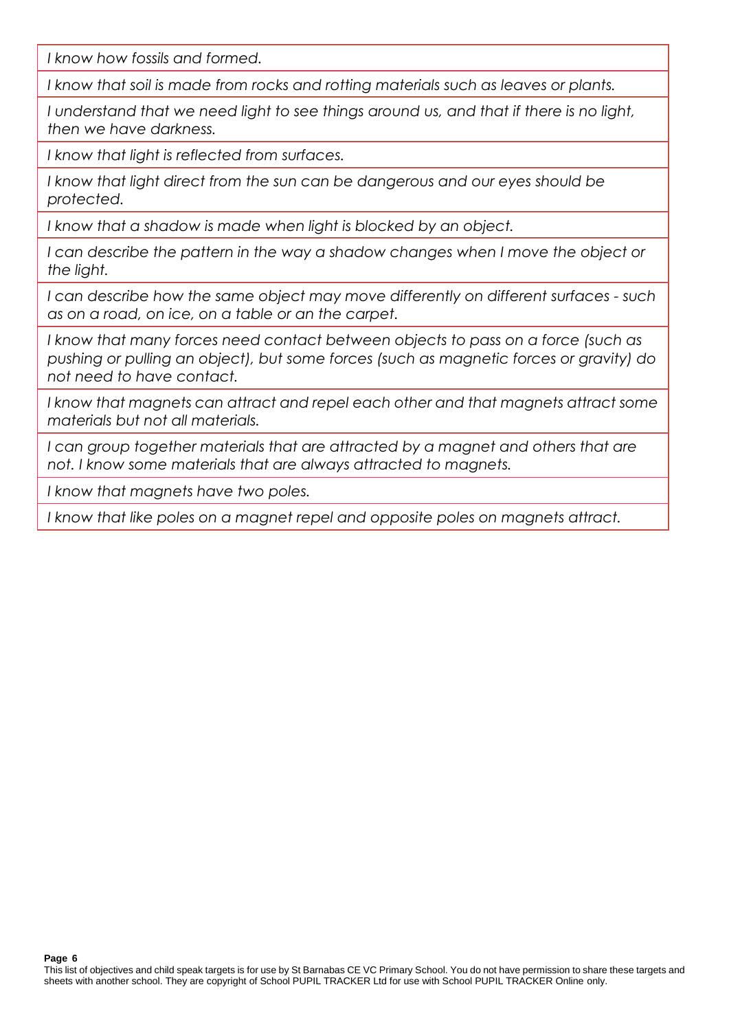| |
|---|
| *I know how fossils and formed.* |
| *I know that soil is made from rocks and rotting materials such as leaves or plants.* |
| *I understand that we need light to see things around us, and that if there is no light, then we have darkness.* |
| *I know that light is reflected from surfaces.* |
| *I know that light direct from the sun can be dangerous and our eyes should be protected.* |
| *I know that a shadow is made when light is blocked by an object.* |
| *I can describe the pattern in the way a shadow changes when I move the object or the light.* |
| *I can describe how the same object may move differently on different surfaces - such as on a road, on ice, on a table or an the carpet.* |
| *I know that many forces need contact between objects to pass on a force (such as pushing or pulling an object), but some forces (such as magnetic forces or gravity) do not need to have contact.* |
| *I know that magnets can attract and repel each other and that magnets attract some materials but not all materials.* |
| *I can group together materials that are attracted by a magnet and others that are not. I know some materials that are always attracted to magnets.* |
| *I know that magnets have two poles.* |
| *I know that like poles on a magnet repel and opposite poles on magnets attract.* |

This list of objectives and child speak targets is for use by St Barnabas CE VC Primary School. You do not have permission to share these targets and sheets with another school. They are copyright of School PUPIL TRACKER Ltd for use with School PUPIL TRACKER Online only.